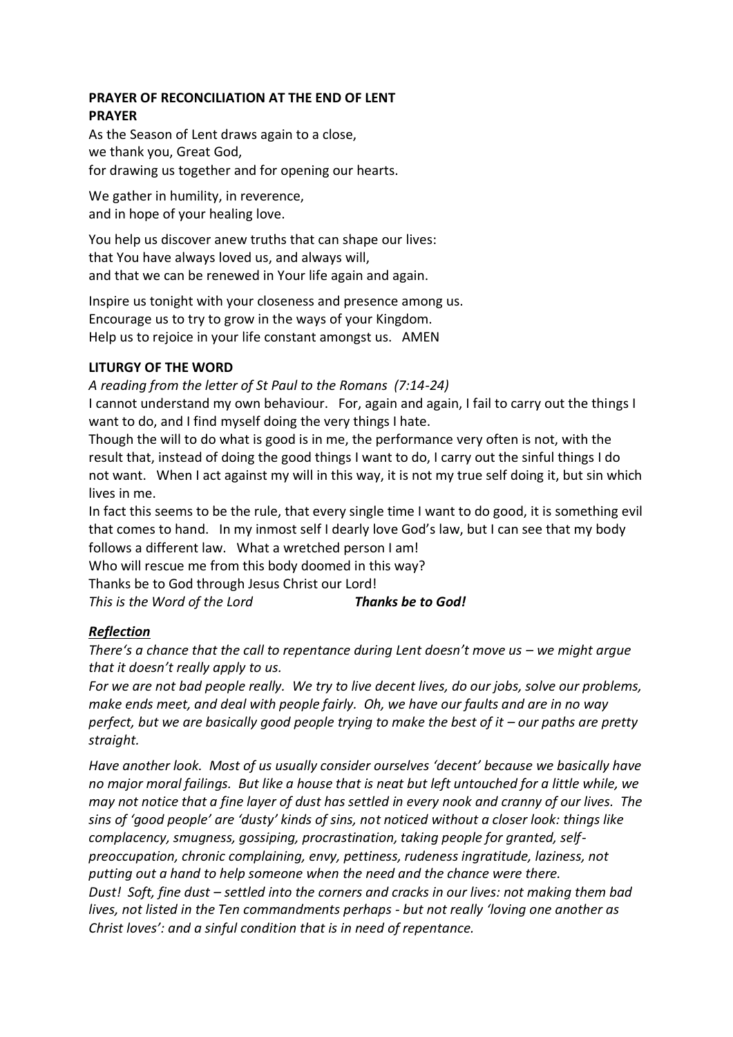**PRAYER OF RECONCILIATION AT THE END OF LENT**
**PRAYER**

As the Season of Lent draws again to a close,
we thank you, Great God,
for drawing us together and for opening our hearts.

We gather in humility, in reverence,
and in hope of your healing love.

You help us discover anew truths that can shape our lives:
that You have always loved us, and always will,
and that we can be renewed in Your life again and again.

Inspire us tonight with your closeness and presence among us.
Encourage us to try to grow in the ways of your Kingdom.
Help us to rejoice in your life constant amongst us. AMEN

**LITURGY OF THE WORD**

*A reading from the letter of St Paul to the Romans (7:14-24)*

I cannot understand my own behaviour. For, again and again, I fail to carry out the things I want to do, and I find myself doing the very things I hate.

Though the will to do what is good is in me, the performance very often is not, with the result that, instead of doing the good things I want to do, I carry out the sinful things I do not want. When I act against my will in this way, it is not my true self doing it, but sin which lives in me.

In fact this seems to be the rule, that every single time I want to do good, it is something evil that comes to hand. In my inmost self I dearly love God's law, but I can see that my body follows a different law. What a wretched person I am!

Who will rescue me from this body doomed in this way?

Thanks be to God through Jesus Christ our Lord!

*This is the Word of the Lord* ***Thanks be to God!***

***Reflection***

*There's a chance that the call to repentance during Lent doesn't move us – we might argue that it doesn't really apply to us.*

*For we are not bad people really. We try to live decent lives, do our jobs, solve our problems, make ends meet, and deal with people fairly. Oh, we have our faults and are in no way perfect, but we are basically good people trying to make the best of it – our paths are pretty straight.*

*Have another look. Most of us usually consider ourselves 'decent' because we basically have no major moral failings. But like a house that is neat but left untouched for a little while, we may not notice that a fine layer of dust has settled in every nook and cranny of our lives. The sins of 'good people' are 'dusty' kinds of sins, not noticed without a closer look: things like complacency, smugness, gossiping, procrastination, taking people for granted, self-preoccupation, chronic complaining, envy, pettiness, rudeness ingratitude, laziness, not putting out a hand to help someone when the need and the chance were there.*

*Dust! Soft, fine dust – settled into the corners and cracks in our lives: not making them bad lives, not listed in the Ten commandments perhaps - but not really 'loving one another as Christ loves': and a sinful condition that is in need of repentance.*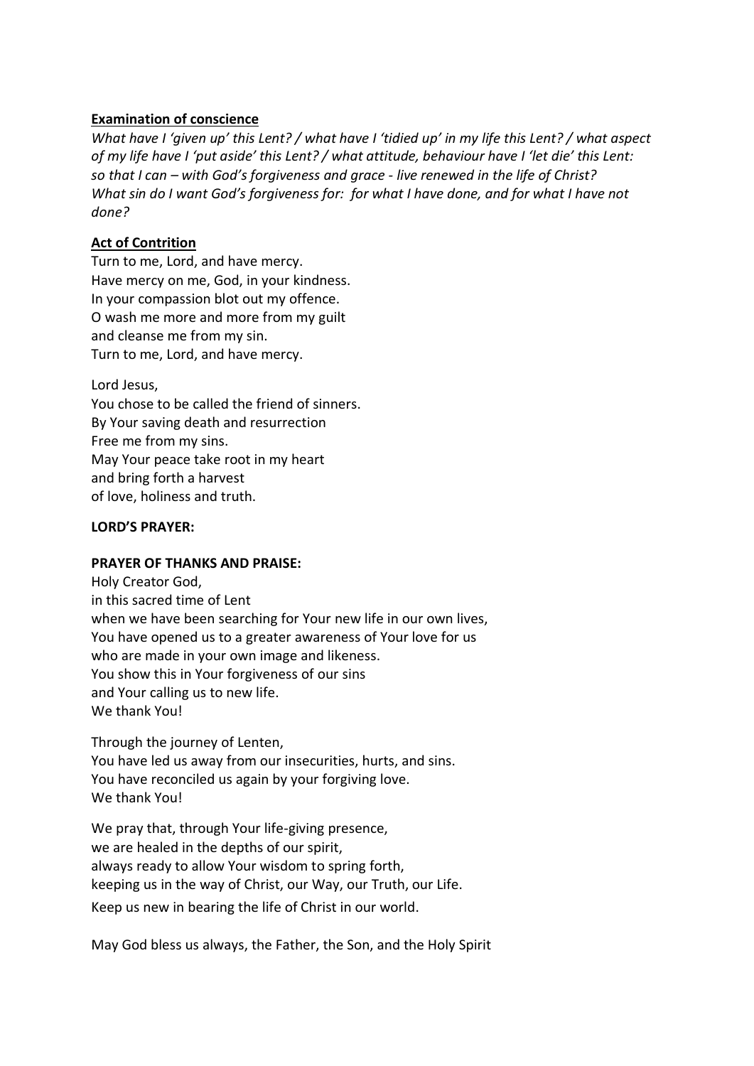**<u>Examination of conscience</u>**

*What have I 'given up' this Lent? / what have I 'tidied up' in my life this Lent? / what aspect of my life have I 'put aside' this Lent? / what attitude, behaviour have I 'let die' this Lent: so that I can – with God's forgiveness and grace - live renewed in the life of Christ?*
*What sin do I want God's forgiveness for: for what I have done, and for what I have not done?*

**<u>Act of Contrition</u>**

Turn to me, Lord, and have mercy.
Have mercy on me, God, in your kindness.
In your compassion blot out my offence.
O wash me more and more from my guilt
and cleanse me from my sin.
Turn to me, Lord, and have mercy.

Lord Jesus,
You chose to be called the friend of sinners.
By Your saving death and resurrection
Free me from my sins.
May Your peace take root in my heart
and bring forth a harvest
of love, holiness and truth.

**LORD'S PRAYER:**

**PRAYER OF THANKS AND PRAISE:**

Holy Creator God,
in this sacred time of Lent
when we have been searching for Your new life in our own lives,
You have opened us to a greater awareness of Your love for us
who are made in your own image and likeness.
You show this in Your forgiveness of our sins
and Your calling us to new life.
We thank You!

Through the journey of Lenten,
You have led us away from our insecurities, hurts, and sins.
You have reconciled us again by your forgiving love.
We thank You!

We pray that, through Your life-giving presence,
we are healed in the depths of our spirit,
always ready to allow Your wisdom to spring forth,
keeping us in the way of Christ, our Way, our Truth, our Life.
Keep us new in bearing the life of Christ in our world.

May God bless us always, the Father, the Son, and the Holy Spirit